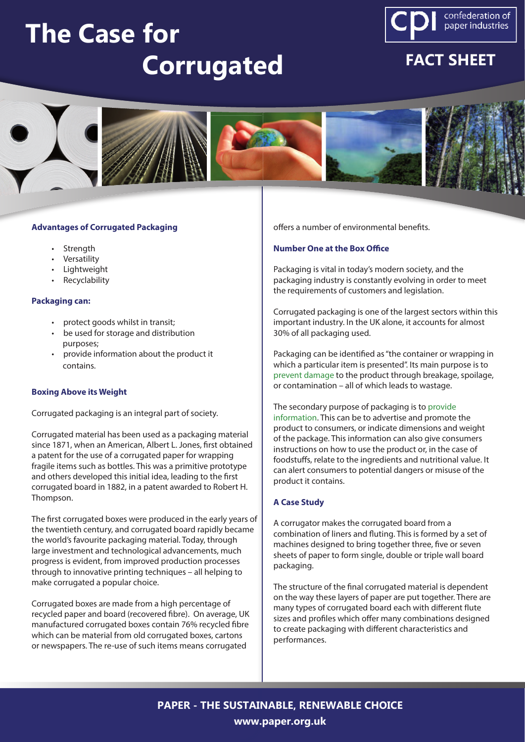# The Case for Corrugated

confederation of paper industries

**FACT SHEET**

### Advantages of Corrugated Packaging

- Strength
- Versatility
- Lightweight
- Recyclability

### Packaging can:

- protect goods whilst in transit;
- be used for storage and distribution purposes;
- provide information about the product it contains.

### Boxing Above its Weight

Corrugated packaging is an integral part of society.

Corrugated material has been used as a packaging material since 1871, when an American, Albert L. Jones, first obtained a patent for the use of a corrugated paper for wrapping fragile items such as bottles. This was a primitive prototype and others developed this initial idea, leading to the first corrugated board in 1882, in a patent awarded to Robert H. Thompson.

The first corrugated boxes were produced in the early years of the twentieth century, and corrugated board rapidly became the world's favourite packaging material. Today, through large investment and technological advancements, much progress is evident, from improved production processes through to innovative printing techniques – all helping to make corrugated a popular choice.

Corrugated boxes are made from a high percentage of recycled paper and board (recovered fibre). On average, UK manufactured corrugated boxes contain 76% recycled fibre which can be material from old corrugated boxes, cartons or newspapers. The re-use of such items means corrugated offers a number of environmental benefits.

### Number One at the Box Office

Packaging is vital in today's modern society, and the packaging industry is constantly evolving in order to meet the requirements of customers and legislation.

Corrugated packaging is one of the largest sectors within this important industry. In the UK alone, it accounts for almost 30% of all packaging used.

Packaging can be identified as "the container or wrapping in which a particular item is presented". Its main purpose is to prevent damage to the product through breakage, spoilage, or contamination – all of which leads to wastage.

The secondary purpose of packaging is to provide information. This can be to advertise and promote the product to consumers, or indicate dimensions and weight of the package. This information can also give consumers instructions on how to use the product or, in the case of foodstuffs, relate to the ingredients and nutritional value. It can alert consumers to potential dangers or misuse of the product it contains.

### A Case Study

A corrugator makes the corrugated board from a combination of liners and fluting. This is formed by a set of machines designed to bring together three, five or seven sheets of paper to form single, double or triple wall board packaging.

The structure of the final corrugated material is dependent on the way these layers of paper are put together. There are many types of corrugated board each with different flute sizes and profiles which offer many combinations designed to create packaging with different characteristics and performances.

**PAPER - THE SUSTAINABLE, RENEWABLE CHOICE**

**www.paper.org.uk**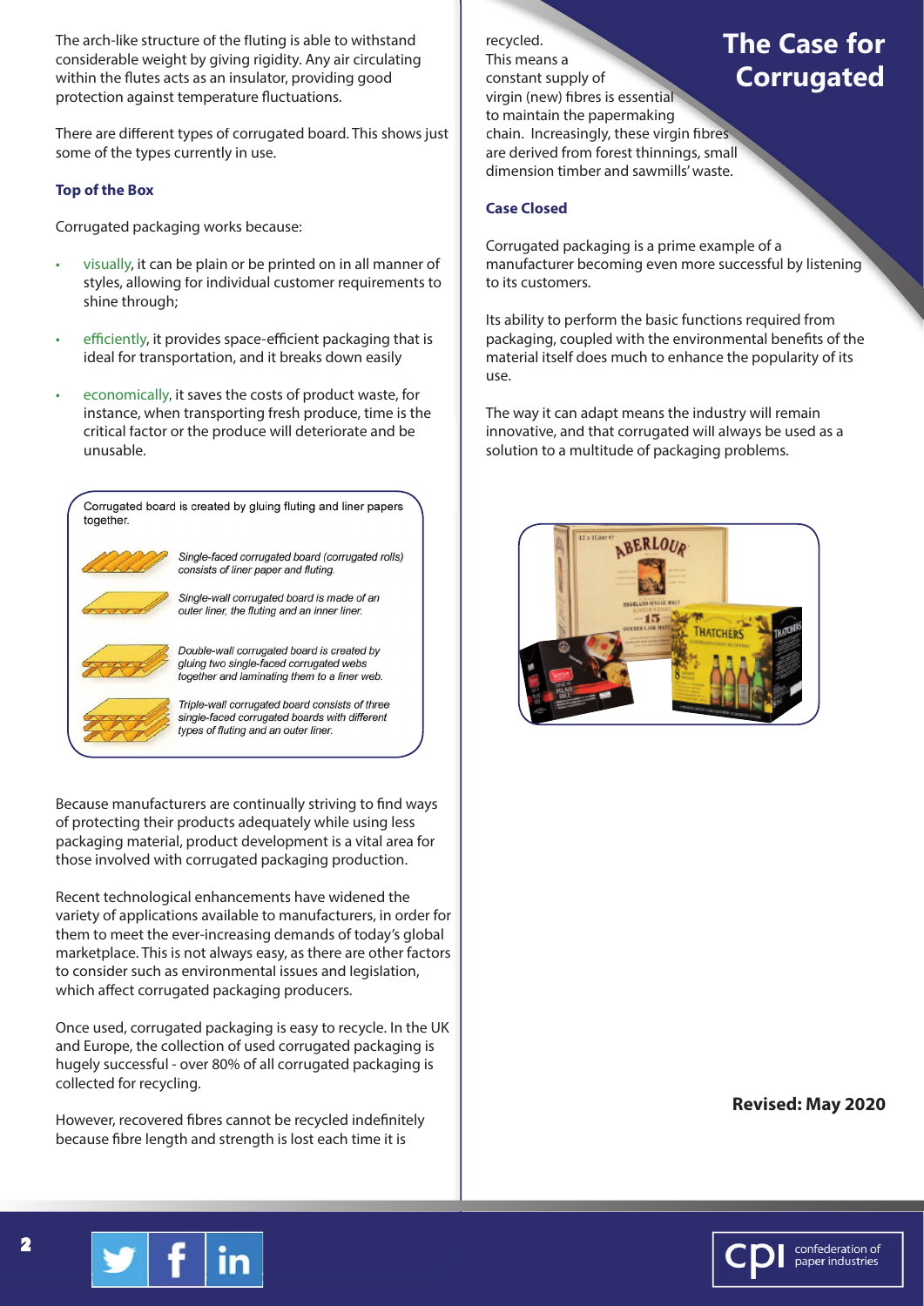The arch-like structure of the fluting is able to withstand considerable weight by giving rigidity. Any air circulating within the flutes acts as an insulator, providing good protection against temperature fluctuations.

There are different types of corrugated board. This shows just some of the types currently in use.

### Top of the Box

Corrugated packaging works because:

- visually, it can be plain or be printed on in all manner of styles, allowing for individual customer requirements to shine through;
- efficiently, it provides space-efficient packaging that is ideal for transportation, and it breaks down easily
- economically, it saves the costs of product waste, for instance, when transporting fresh produce, time is the critical factor or the produce will deteriorate and be unusable.

Corrugated board is created by gluing fluting and liner papers together.

*Single-faced corrugated board (corrugated rolls) consists of liner paper and fluting.*

*Single-wall corrugated board is made of an outer liner, the fluting and an inner liner.*

*Double-wall corrugated board is created by gluing two single-faced corrugated webs together and laminating them to a liner web.*

*Triple-wall corrugated board consists of three single-faced corrugated boards with different types of fluting and an outer liner.*

Because manufacturers are continually striving to find ways of protecting their products adequately while using less packaging material, product development is a vital area for those involved with corrugated packaging production.

Recent technological enhancements have widened the variety of applications available to manufacturers, in order for them to meet the ever-increasing demands of today's global marketplace. This is not always easy, as there are other factors to consider such as environmental issues and legislation, which affect corrugated packaging producers.

Once used, corrugated packaging is easy to recycle. In the UK and Europe, the collection of used corrugated packaging is hugely successful - over 80% of all corrugated packaging is collected for recycling.

However, recovered fibres cannot be recycled indefinitely because fibre length and strength is lost each time it is recycled. This means a constant supply of virgin (new) fibres is essential to maintain the papermaking chain. Increasingly, these virgin fibres are derived from forest thinnings, small dimension timber and sawmills' waste.

# The Case for Corrugated

### Case Closed

Corrugated packaging is a prime example of a manufacturer becoming even more successful by listening to its customers.

Its ability to perform the basic functions required from packaging, coupled with the environmental benefits of the material itself does much to enhance the popularity of its use.

The way it can adapt means the industry will remain innovative, and that corrugated will always be used as a solution to a multitude of packaging problems.

**Revised: May 2020**